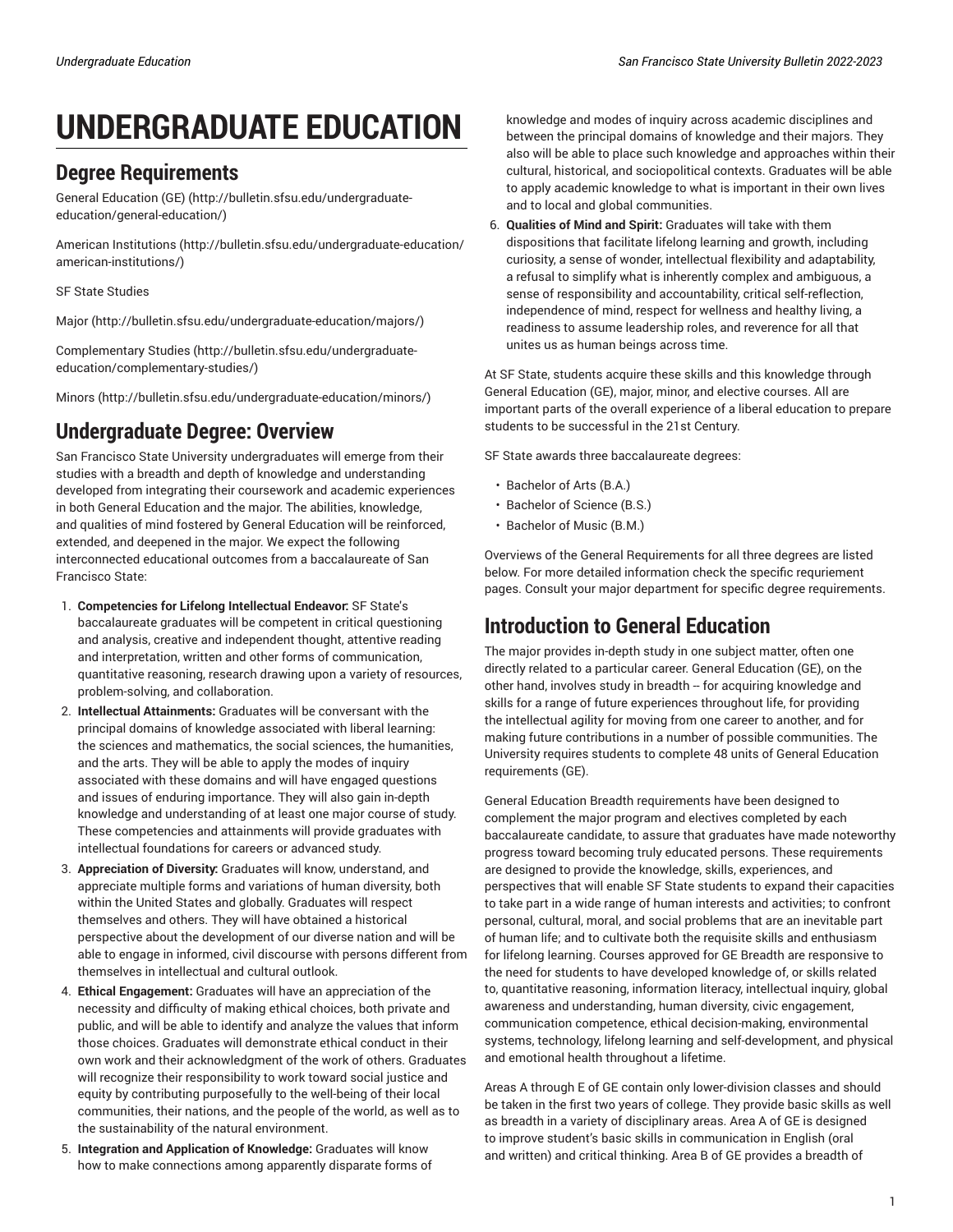# UNDERGRADUATE EDUCATION

## Degree Requirements

General Education (GE) (http://bulletin.sfsu.edu/undergraduate-education/general-education/)

American Institutions (http://bulletin.sfsu.edu/undergraduate-education/american-institutions/)

SF State Studies

Major (http://bulletin.sfsu.edu/undergraduate-education/majors/)

Complementary Studies (http://bulletin.sfsu.edu/undergraduate-education/complementary-studies/)

Minors (http://bulletin.sfsu.edu/undergraduate-education/minors/)

## Undergraduate Degree: Overview

San Francisco State University undergraduates will emerge from their studies with a breadth and depth of knowledge and understanding developed from integrating their coursework and academic experiences in both General Education and the major. The abilities, knowledge, and qualities of mind fostered by General Education will be reinforced, extended, and deepened in the major. We expect the following interconnected educational outcomes from a baccalaureate of San Francisco State:

1. **Competencies for Lifelong Intellectual Endeavor:** SF State's baccalaureate graduates will be competent in critical questioning and analysis, creative and independent thought, attentive reading and interpretation, written and other forms of communication, quantitative reasoning, research drawing upon a variety of resources, problem-solving, and collaboration.
2. **Intellectual Attainments:** Graduates will be conversant with the principal domains of knowledge associated with liberal learning: the sciences and mathematics, the social sciences, the humanities, and the arts. They will be able to apply the modes of inquiry associated with these domains and will have engaged questions and issues of enduring importance. They will also gain in-depth knowledge and understanding of at least one major course of study. These competencies and attainments will provide graduates with intellectual foundations for careers or advanced study.
3. **Appreciation of Diversity:** Graduates will know, understand, and appreciate multiple forms and variations of human diversity, both within the United States and globally. Graduates will respect themselves and others. They will have obtained a historical perspective about the development of our diverse nation and will be able to engage in informed, civil discourse with persons different from themselves in intellectual and cultural outlook.
4. **Ethical Engagement:** Graduates will have an appreciation of the necessity and difficulty of making ethical choices, both private and public, and will be able to identify and analyze the values that inform those choices. Graduates will demonstrate ethical conduct in their own work and their acknowledgment of the work of others. Graduates will recognize their responsibility to work toward social justice and equity by contributing purposefully to the well-being of their local communities, their nations, and the people of the world, as well as to the sustainability of the natural environment.
5. **Integration and Application of Knowledge:** Graduates will know how to make connections among apparently disparate forms of knowledge and modes of inquiry across academic disciplines and between the principal domains of knowledge and their majors. They also will be able to place such knowledge and approaches within their cultural, historical, and sociopolitical contexts. Graduates will be able to apply academic knowledge to what is important in their own lives and to local and global communities.
6. **Qualities of Mind and Spirit:** Graduates will take with them dispositions that facilitate lifelong learning and growth, including curiosity, a sense of wonder, intellectual flexibility and adaptability, a refusal to simplify what is inherently complex and ambiguous, a sense of responsibility and accountability, critical self-reflection, independence of mind, respect for wellness and healthy living, a readiness to assume leadership roles, and reverence for all that unites us as human beings across time.

At SF State, students acquire these skills and this knowledge through General Education (GE), major, minor, and elective courses. All are important parts of the overall experience of a liberal education to prepare students to be successful in the 21st Century.

SF State awards three baccalaureate degrees:

- Bachelor of Arts (B.A.)
- Bachelor of Science (B.S.)
- Bachelor of Music (B.M.)

Overviews of the General Requirements for all three degrees are listed below. For more detailed information check the specific requriement pages. Consult your major department for specific degree requirements.

## Introduction to General Education

The major provides in-depth study in one subject matter, often one directly related to a particular career. General Education (GE), on the other hand, involves study in breadth -- for acquiring knowledge and skills for a range of future experiences throughout life, for providing the intellectual agility for moving from one career to another, and for making future contributions in a number of possible communities. The University requires students to complete 48 units of General Education requirements (GE).

General Education Breadth requirements have been designed to complement the major program and electives completed by each baccalaureate candidate, to assure that graduates have made noteworthy progress toward becoming truly educated persons. These requirements are designed to provide the knowledge, skills, experiences, and perspectives that will enable SF State students to expand their capacities to take part in a wide range of human interests and activities; to confront personal, cultural, moral, and social problems that are an inevitable part of human life; and to cultivate both the requisite skills and enthusiasm for lifelong learning. Courses approved for GE Breadth are responsive to the need for students to have developed knowledge of, or skills related to, quantitative reasoning, information literacy, intellectual inquiry, global awareness and understanding, human diversity, civic engagement, communication competence, ethical decision-making, environmental systems, technology, lifelong learning and self-development, and physical and emotional health throughout a lifetime.

Areas A through E of GE contain only lower-division classes and should be taken in the first two years of college. They provide basic skills as well as breadth in a variety of disciplinary areas. Area A of GE is designed to improve student's basic skills in communication in English (oral and written) and critical thinking. Area B of GE provides a breadth of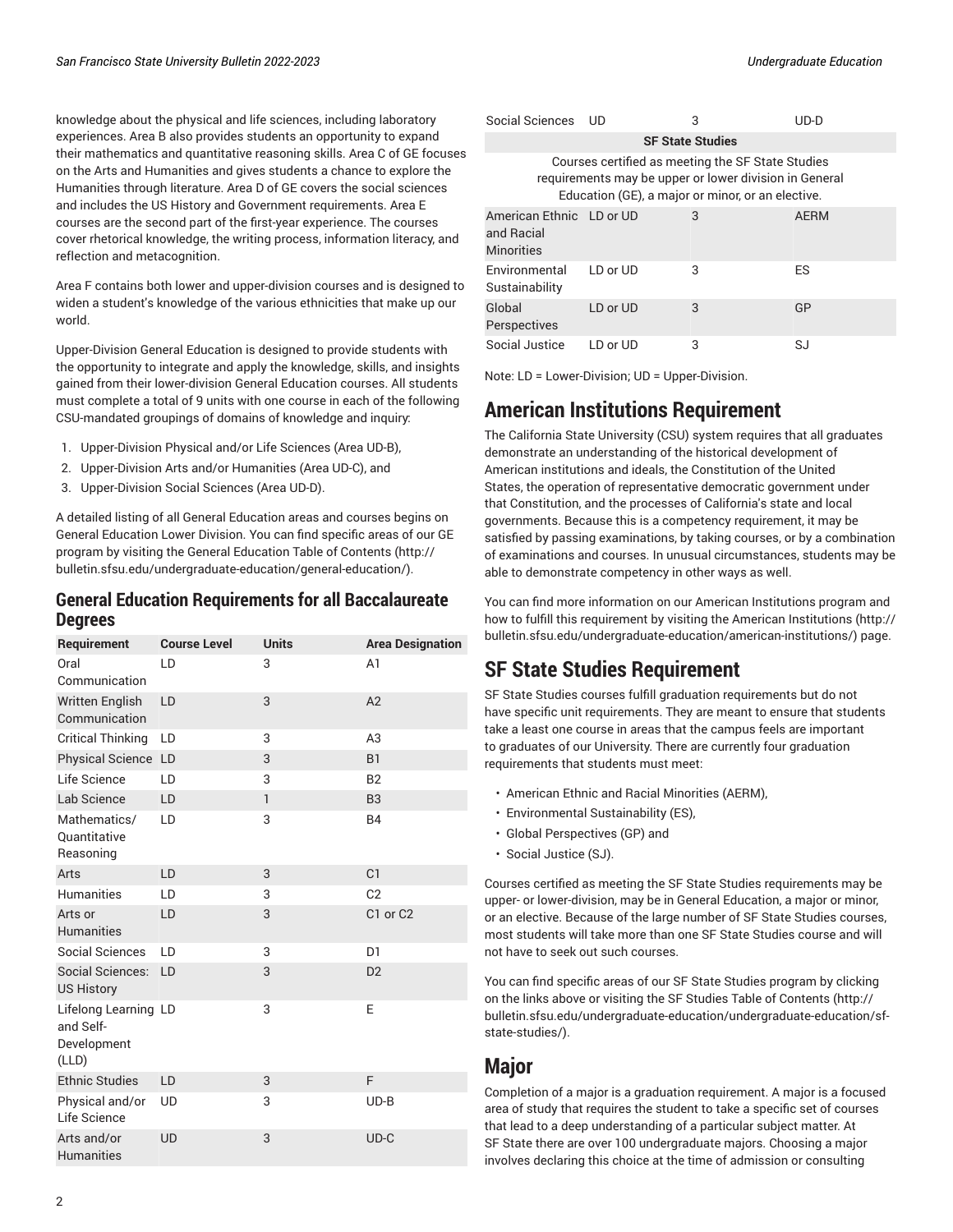knowledge about the physical and life sciences, including laboratory experiences. Area B also provides students an opportunity to expand their mathematics and quantitative reasoning skills. Area C of GE focuses on the Arts and Humanities and gives students a chance to explore the Humanities through literature. Area D of GE covers the social sciences and includes the US History and Government requirements. Area E courses are the second part of the first-year experience. The courses cover rhetorical knowledge, the writing process, information literacy, and reflection and metacognition.

Area F contains both lower and upper-division courses and is designed to widen a student's knowledge of the various ethnicities that make up our world.

Upper-Division General Education is designed to provide students with the opportunity to integrate and apply the knowledge, skills, and insights gained from their lower-division General Education courses. All students must complete a total of 9 units with one course in each of the following CSU-mandated groupings of domains of knowledge and inquiry:

1. Upper-Division Physical and/or Life Sciences (Area UD-B),
2. Upper-Division Arts and/or Humanities (Area UD-C), and
3. Upper-Division Social Sciences (Area UD-D).

A detailed listing of all General Education areas and courses begins on General Education Lower Division. You can find specific areas of our GE program by visiting the General Education Table of Contents (http://bulletin.sfsu.edu/undergraduate-education/general-education/).

### General Education Requirements for all Baccalaureate Degrees

| Requirement | Course Level | Units | Area Designation |
|---|---|---|---|
| Oral Communication | LD | 3 | A1 |
| Written English Communication | LD | 3 | A2 |
| Critical Thinking | LD | 3 | A3 |
| Physical Science | LD | 3 | B1 |
| Life Science | LD | 3 | B2 |
| Lab Science | LD | 1 | B3 |
| Mathematics/ Quantitative Reasoning | LD | 3 | B4 |
| Arts | LD | 3 | C1 |
| Humanities | LD | 3 | C2 |
| Arts or Humanities | LD | 3 | C1 or C2 |
| Social Sciences | LD | 3 | D1 |
| Social Sciences: US History | LD | 3 | D2 |
| Lifelong Learning and Self-Development (LLD) | LD | 3 | E |
| Ethnic Studies | LD | 3 | F |
| Physical and/or Life Science | UD | 3 | UD-B |
| Arts and/or Humanities | UD | 3 | UD-C |
| Social Sciences | UD | 3 | UD-D |
| **SF State Studies** | | | |
| Courses certified as meeting the SF State Studies requirements may be upper or lower division in General Education (GE), a major or minor, or an elective. | | | |
| American Ethnic and Racial Minorities | LD or UD | 3 | AERM |
| Environmental Sustainability | LD or UD | 3 | ES |
| Global Perspectives | LD or UD | 3 | GP |
| Social Justice | LD or UD | 3 | SJ |

Note: LD = Lower-Division; UD = Upper-Division.

## American Institutions Requirement

The California State University (CSU) system requires that all graduates demonstrate an understanding of the historical development of American institutions and ideals, the Constitution of the United States, the operation of representative democratic government under that Constitution, and the processes of California's state and local governments. Because this is a competency requirement, it may be satisfied by passing examinations, by taking courses, or by a combination of examinations and courses. In unusual circumstances, students may be able to demonstrate competency in other ways as well.

You can find more information on our American Institutions program and how to fulfill this requirement by visiting the American Institutions (http://bulletin.sfsu.edu/undergraduate-education/american-institutions/) page.

## SF State Studies Requirement

SF State Studies courses fulfill graduation requirements but do not have specific unit requirements. They are meant to ensure that students take a least one course in areas that the campus feels are important to graduates of our University. There are currently four graduation requirements that students must meet:

- American Ethnic and Racial Minorities (AERM),
- Environmental Sustainability (ES),
- Global Perspectives (GP) and
- Social Justice (SJ).

Courses certified as meeting the SF State Studies requirements may be upper- or lower-division, may be in General Education, a major or minor, or an elective. Because of the large number of SF State Studies courses, most students will take more than one SF State Studies course and will not have to seek out such courses.

You can find specific areas of our SF State Studies program by clicking on the links above or visiting the SF Studies Table of Contents (http://bulletin.sfsu.edu/undergraduate-education/undergraduate-education/sf-state-studies/).

## Major

Completion of a major is a graduation requirement. A major is a focused area of study that requires the student to take a specific set of courses that lead to a deep understanding of a particular subject matter. At SF State there are over 100 undergraduate majors. Choosing a major involves declaring this choice at the time of admission or consulting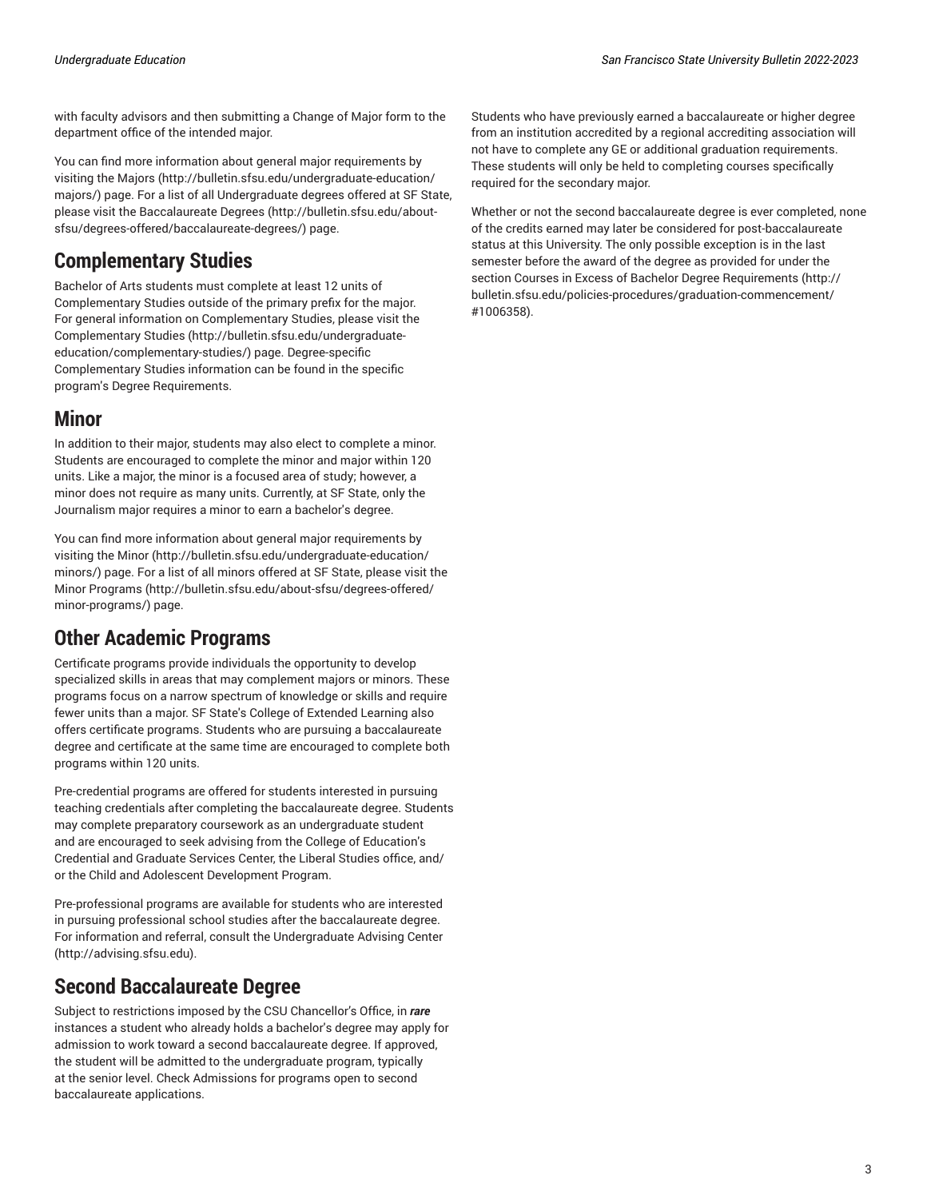with faculty advisors and then submitting a Change of Major form to the department office of the intended major.

You can find more information about general major requirements by visiting the Majors (http://bulletin.sfsu.edu/undergraduate-education/majors/) page. For a list of all Undergraduate degrees offered at SF State, please visit the Baccalaureate Degrees (http://bulletin.sfsu.edu/about-sfsu/degrees-offered/baccalaureate-degrees/) page.

## Complementary Studies

Bachelor of Arts students must complete at least 12 units of Complementary Studies outside of the primary prefix for the major. For general information on Complementary Studies, please visit the Complementary Studies (http://bulletin.sfsu.edu/undergraduate-education/complementary-studies/) page. Degree-specific Complementary Studies information can be found in the specific program's Degree Requirements.

## Minor

In addition to their major, students may also elect to complete a minor. Students are encouraged to complete the minor and major within 120 units. Like a major, the minor is a focused area of study; however, a minor does not require as many units. Currently, at SF State, only the Journalism major requires a minor to earn a bachelor's degree.

You can find more information about general major requirements by visiting the Minor (http://bulletin.sfsu.edu/undergraduate-education/minors/) page. For a list of all minors offered at SF State, please visit the Minor Programs (http://bulletin.sfsu.edu/about-sfsu/degrees-offered/minor-programs/) page.

## Other Academic Programs

Certificate programs provide individuals the opportunity to develop specialized skills in areas that may complement majors or minors. These programs focus on a narrow spectrum of knowledge or skills and require fewer units than a major. SF State's College of Extended Learning also offers certificate programs. Students who are pursuing a baccalaureate degree and certificate at the same time are encouraged to complete both programs within 120 units.

Pre-credential programs are offered for students interested in pursuing teaching credentials after completing the baccalaureate degree. Students may complete preparatory coursework as an undergraduate student and are encouraged to seek advising from the College of Education's Credential and Graduate Services Center, the Liberal Studies office, and/or the Child and Adolescent Development Program.

Pre-professional programs are available for students who are interested in pursuing professional school studies after the baccalaureate degree. For information and referral, consult the Undergraduate Advising Center (http://advising.sfsu.edu).

## Second Baccalaureate Degree

Subject to restrictions imposed by the CSU Chancellor's Office, in ***rare*** instances a student who already holds a bachelor's degree may apply for admission to work toward a second baccalaureate degree. If approved, the student will be admitted to the undergraduate program, typically at the senior level. Check Admissions for programs open to second baccalaureate applications.

Students who have previously earned a baccalaureate or higher degree from an institution accredited by a regional accrediting association will not have to complete any GE or additional graduation requirements. These students will only be held to completing courses specifically required for the secondary major.

Whether or not the second baccalaureate degree is ever completed, none of the credits earned may later be considered for post-baccalaureate status at this University. The only possible exception is in the last semester before the award of the degree as provided for under the section Courses in Excess of Bachelor Degree Requirements (http://bulletin.sfsu.edu/policies-procedures/graduation-commencement/#1006358).